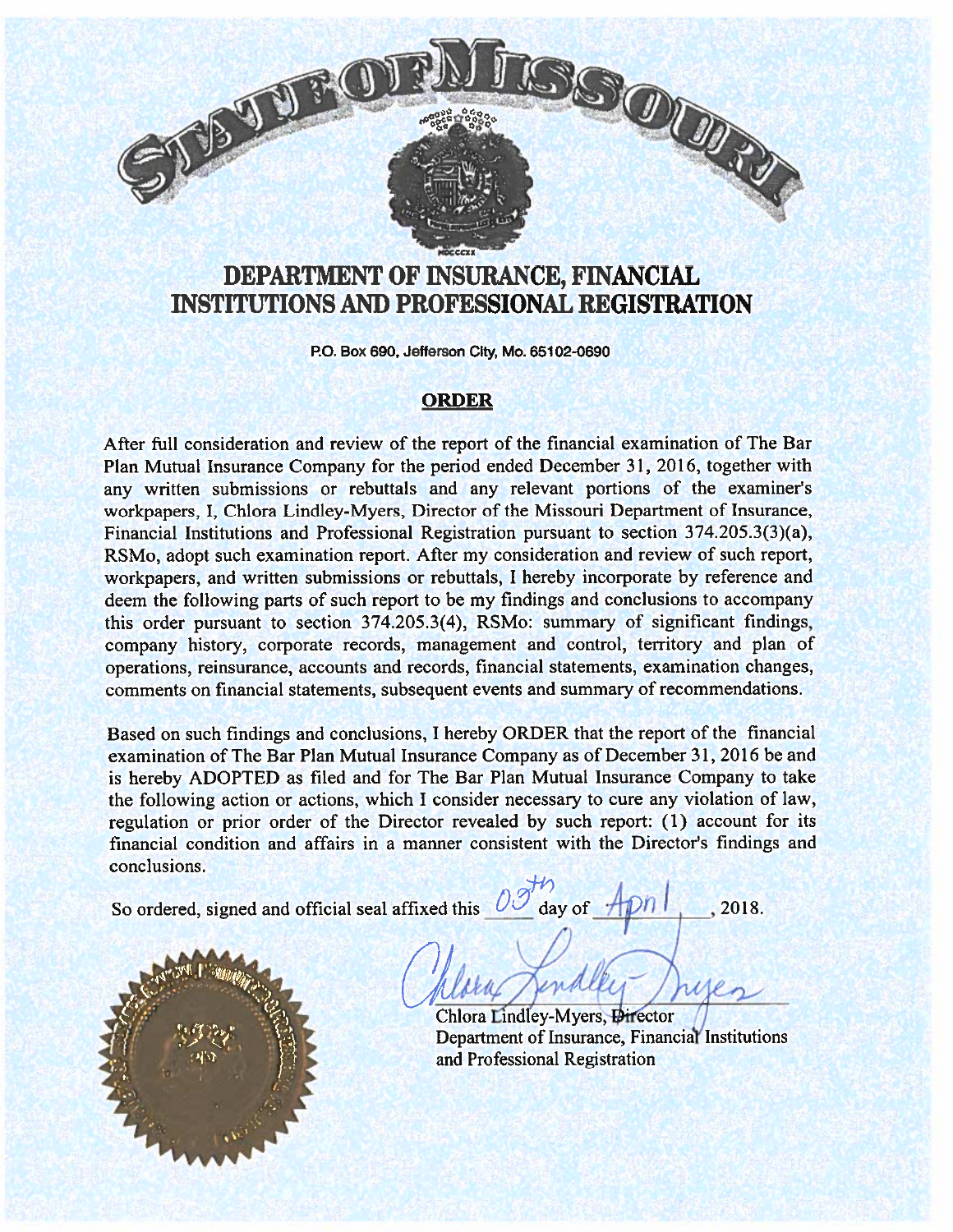# STATE OF MISSOURI

# DEPARTMENT OF INSURANCE, FINANCIAL INSTITUTIONS AND PROFESSIONAL REGISTRATION

P.O. Box 690, Jefferson City, Mo. 65102-0690

## ORDER

After full consideration and review of the report of the financial examination of The Bar Plan Mutual Insurance Company for the period ended December 31, 2016, together with any written submissions or rebuttals and any relevant portions of the examiner's workpapers, I, Chlora Lindley-Myers, Director of the Missouri Department of Insurance, Financial Institutions and Professional Registration pursuant to section 374.205.3(3)(a), RSMo, adopt such examination report. After my consideration and review of such report, workpapers, and written submissions or rebuttals, I hereby incorporate by reference and deem the following parts of such report to be my findings and conclusions to accompany this order pursuant to section 374.205.3(4), RSMo: summary of significant findings, company history, corporate records, management and control, territory and plan of operations, reinsurance, accounts and records, financial statements, examination changes, comments on financial statements, subsequent events and summary of recommendations.

Based on such findings and conclusions, I hereby ORDER that the report of the financial examination of The Bar Plan Mutual Insurance Company as of December 31, 2016 be and is hereby ADOPTED as filed and for The Bar Plan Mutual Insurance Company to take the following action or actions, which I consider necessary to cure any violation of law, regulation or prior order of the Director revealed by such report: (1) account for its financial condition and affairs in a manner consistent with the Director's findings and conclusions.

So ordered, signed and official seal affixed this 09th day of April, 2018.

Chlora Lindley-Myers, Director
Department of Insurance, Financial Institutions and Professional Registration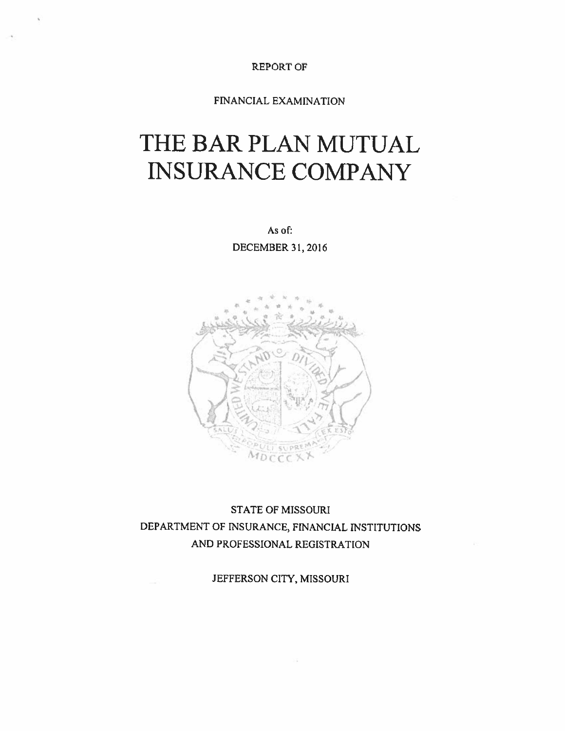REPORT OF

FINANCIAL EXAMINATION

# THE BAR PLAN MUTUAL INSURANCE COMPANY

As of:

DECEMBER 31, 2016

STATE OF MISSOURI

DEPARTMENT OF INSURANCE, FINANCIAL INSTITUTIONS AND PROFESSIONAL REGISTRATION

JEFFERSON CITY, MISSOURI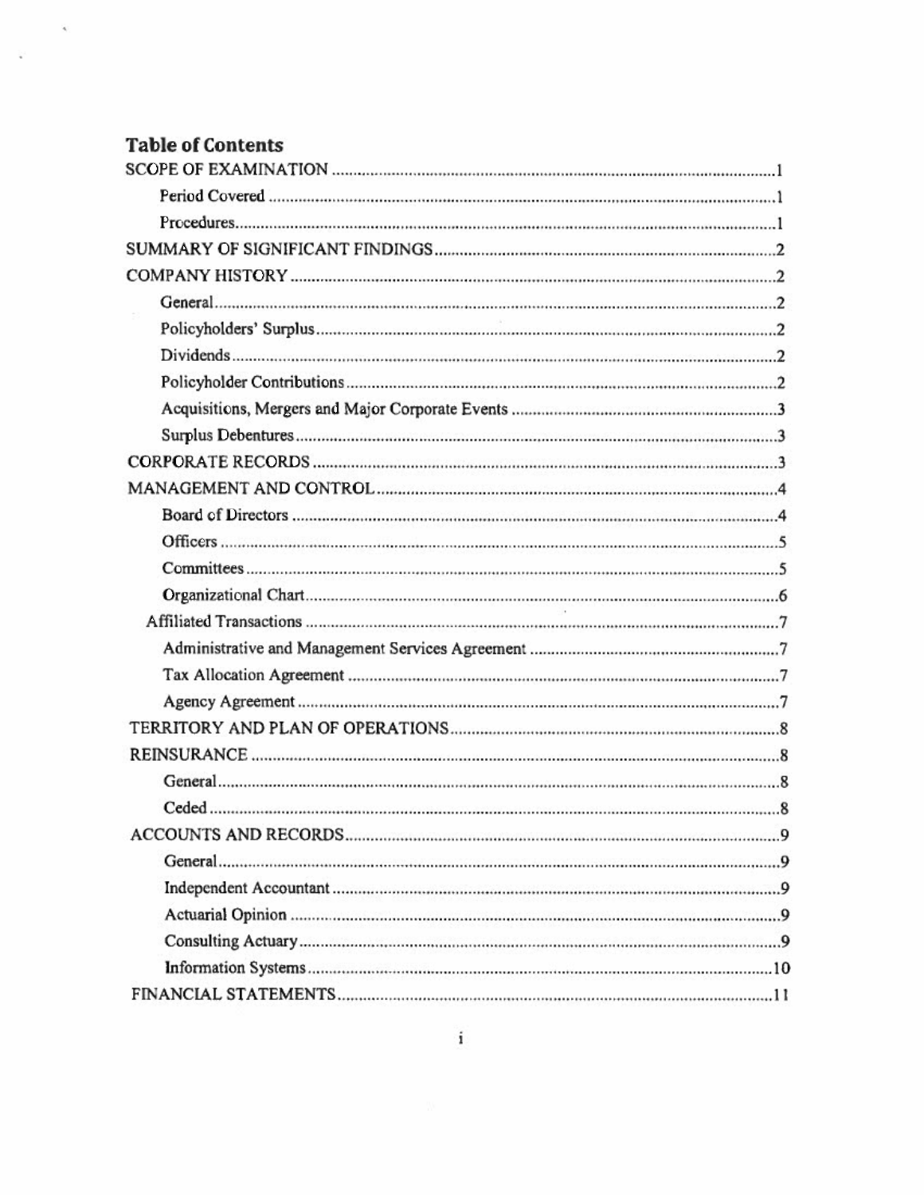# Table of Contents

SCOPE OF EXAMINATION ....................................................... 1

- Period Covered ....................................................... 1
- Procedures ....................................................... 1

SUMMARY OF SIGNIFICANT FINDINGS ....................................................... 2

COMPANY HISTORY ....................................................... 2

- General ....................................................... 2
- Policyholders' Surplus ....................................................... 2
- Dividends ....................................................... 2
- Policyholder Contributions ....................................................... 2
- Acquisitions, Mergers and Major Corporate Events ....................................................... 3
- Surplus Debentures ....................................................... 3

CORPORATE RECORDS ....................................................... 3

MANAGEMENT AND CONTROL ....................................................... 4

- Board of Directors ....................................................... 4
- Officers ....................................................... 5
- Committees ....................................................... 5
- Organizational Chart ....................................................... 6

Affiliated Transactions ....................................................... 7

- Administrative and Management Services Agreement ....................................................... 7
- Tax Allocation Agreement ....................................................... 7
- Agency Agreement ....................................................... 7

TERRITORY AND PLAN OF OPERATIONS ....................................................... 8

REINSURANCE ....................................................... 8

- General ....................................................... 8
- Ceded ....................................................... 8

ACCOUNTS AND RECORDS ....................................................... 9

- General ....................................................... 9
- Independent Accountant ....................................................... 9
- Actuarial Opinion ....................................................... 9
- Consulting Actuary ....................................................... 9
- Information Systems ....................................................... 10

FINANCIAL STATEMENTS ....................................................... 11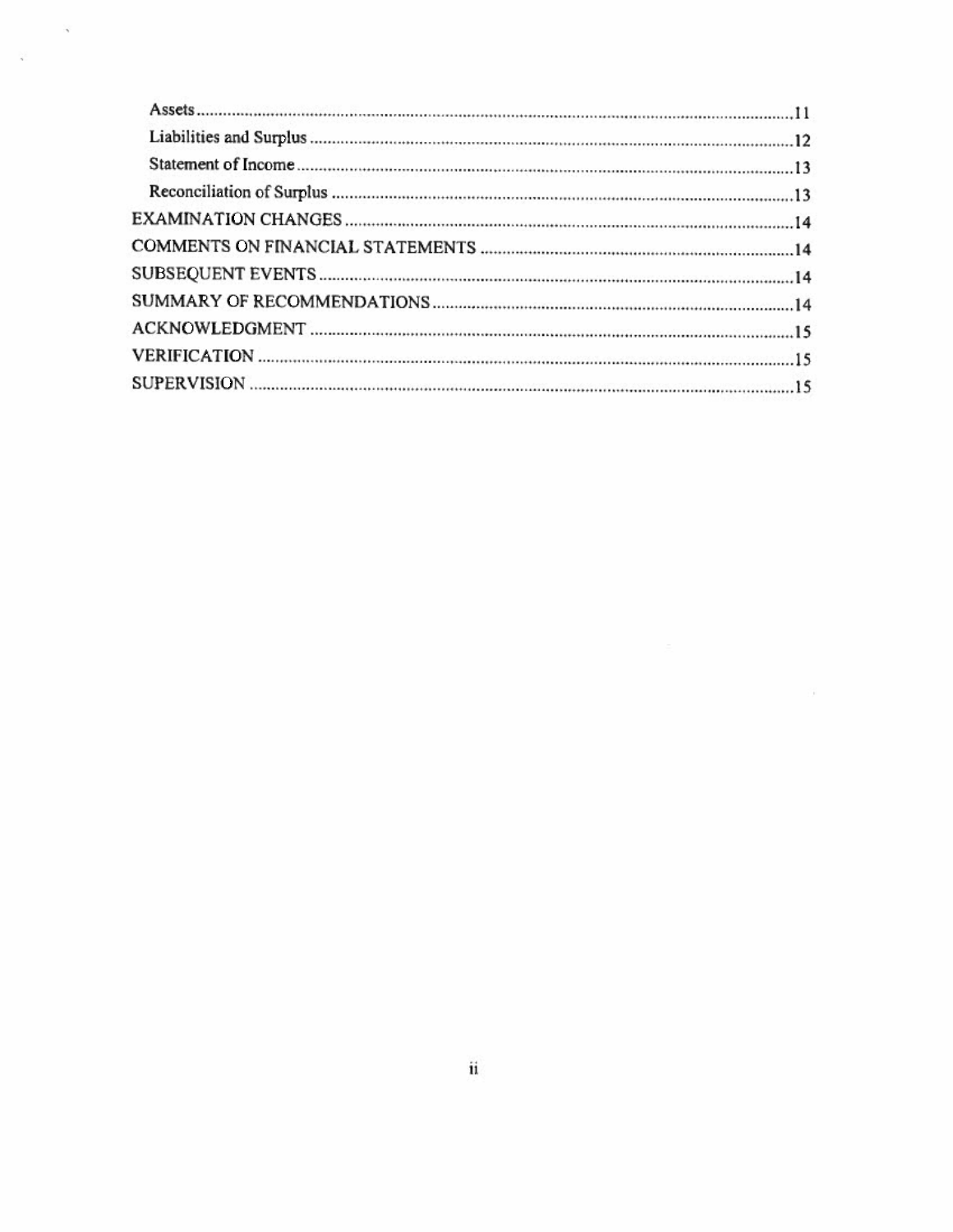- Assets ..... 11
- Liabilities and Surplus ..... 12
- Statement of Income ..... 13
- Reconciliation of Surplus ..... 13

EXAMINATION CHANGES ..... 14

COMMENTS ON FINANCIAL STATEMENTS ..... 14

SUBSEQUENT EVENTS ..... 14

SUMMARY OF RECOMMENDATIONS ..... 14

ACKNOWLEDGMENT ..... 15

VERIFICATION ..... 15

SUPERVISION ..... 15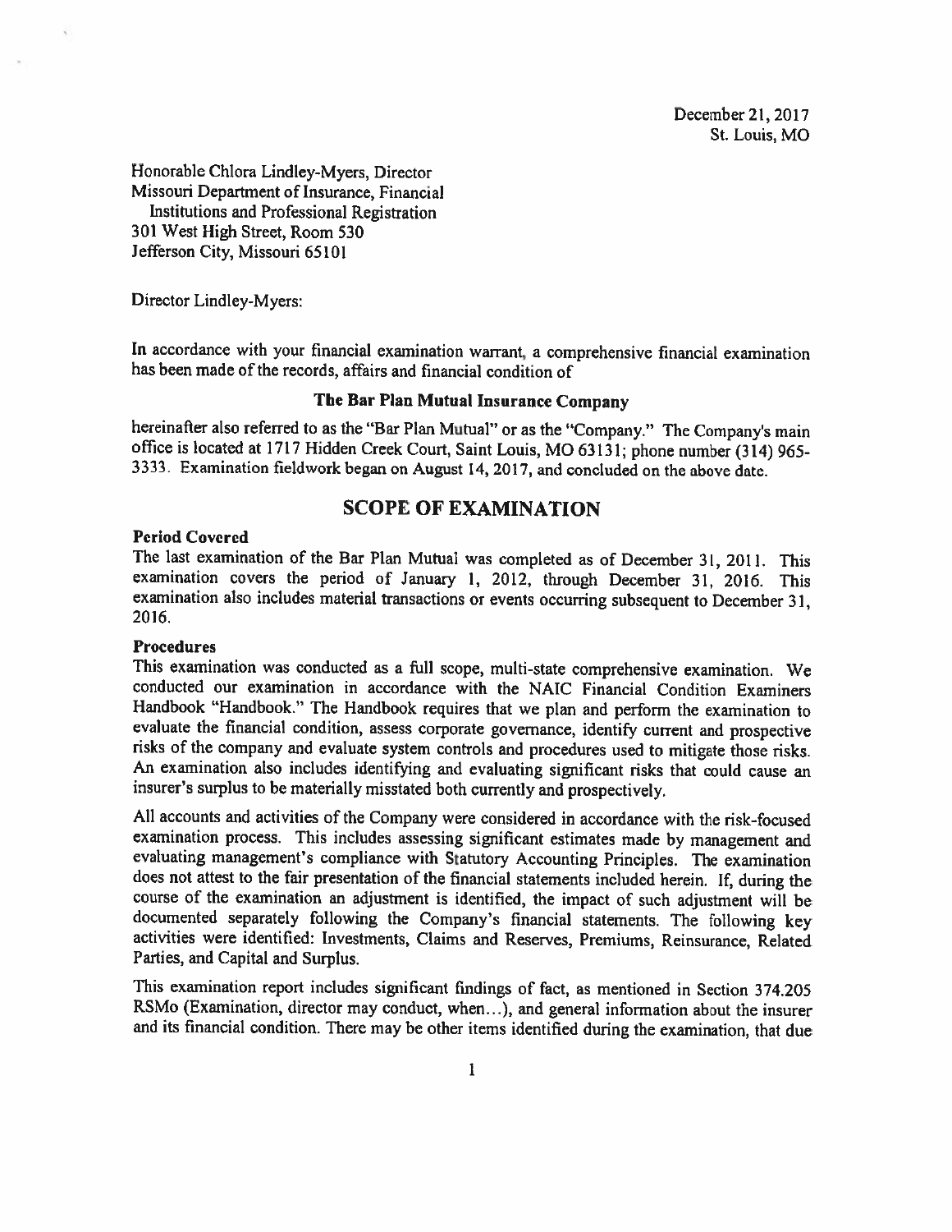December 21, 2017
St. Louis, MO

Honorable Chlora Lindley-Myers, Director
Missouri Department of Insurance, Financial
Institutions and Professional Registration
301 West High Street, Room 530
Jefferson City, Missouri 65101

Director Lindley-Myers:

In accordance with your financial examination warrant, a comprehensive financial examination has been made of the records, affairs and financial condition of

**The Bar Plan Mutual Insurance Company**

hereinafter also referred to as the "Bar Plan Mutual" or as the "Company." The Company's main office is located at 1717 Hidden Creek Court, Saint Louis, MO 63131; phone number (314) 965-3333. Examination fieldwork began on August 14, 2017, and concluded on the above date.

## SCOPE OF EXAMINATION

### Period Covered

The last examination of the Bar Plan Mutual was completed as of December 31, 2011. This examination covers the period of January 1, 2012, through December 31, 2016. This examination also includes material transactions or events occurring subsequent to December 31, 2016.

### Procedures

This examination was conducted as a full scope, multi-state comprehensive examination. We conducted our examination in accordance with the NAIC Financial Condition Examiners Handbook "Handbook." The Handbook requires that we plan and perform the examination to evaluate the financial condition, assess corporate governance, identify current and prospective risks of the company and evaluate system controls and procedures used to mitigate those risks. An examination also includes identifying and evaluating significant risks that could cause an insurer's surplus to be materially misstated both currently and prospectively.

All accounts and activities of the Company were considered in accordance with the risk-focused examination process. This includes assessing significant estimates made by management and evaluating management's compliance with Statutory Accounting Principles. The examination does not attest to the fair presentation of the financial statements included herein. If, during the course of the examination an adjustment is identified, the impact of such adjustment will be documented separately following the Company's financial statements. The following key activities were identified: Investments, Claims and Reserves, Premiums, Reinsurance, Related Parties, and Capital and Surplus.

This examination report includes significant findings of fact, as mentioned in Section 374.205 RSMo (Examination, director may conduct, when...), and general information about the insurer and its financial condition. There may be other items identified during the examination, that due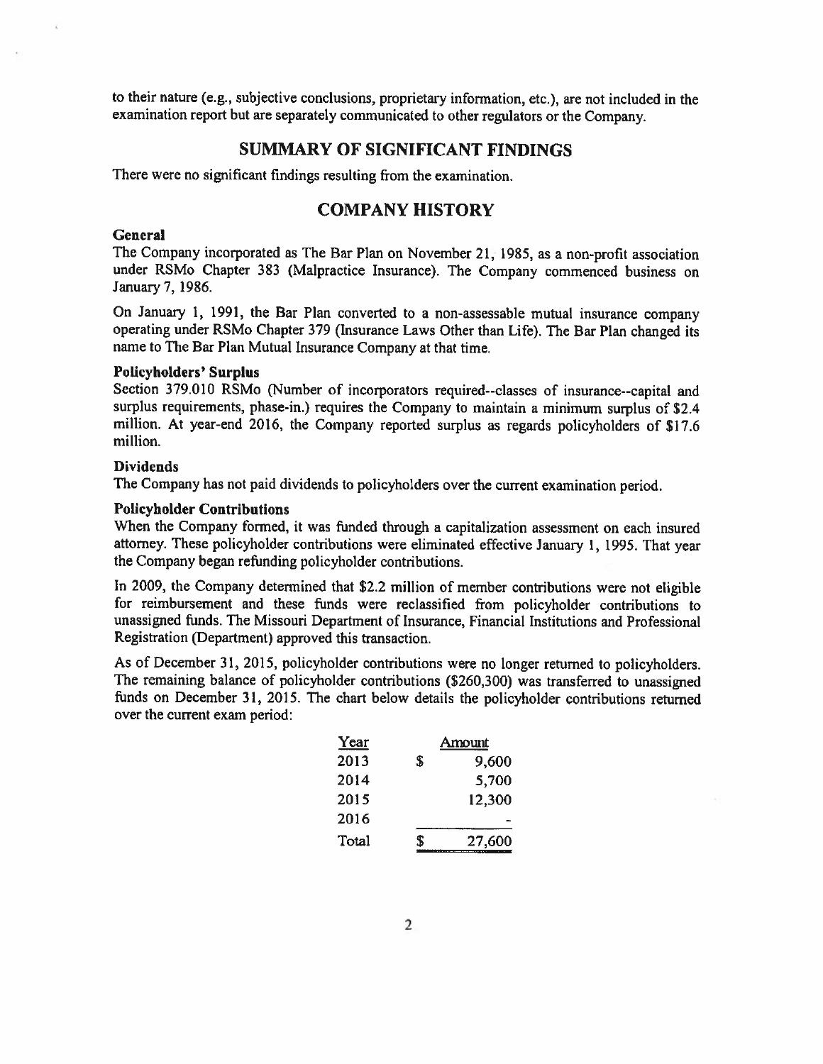to their nature (e.g., subjective conclusions, proprietary information, etc.), are not included in the examination report but are separately communicated to other regulators or the Company.

## SUMMARY OF SIGNIFICANT FINDINGS

There were no significant findings resulting from the examination.

## COMPANY HISTORY

### General

The Company incorporated as The Bar Plan on November 21, 1985, as a non-profit association under RSMo Chapter 383 (Malpractice Insurance). The Company commenced business on January 7, 1986.

On January 1, 1991, the Bar Plan converted to a non-assessable mutual insurance company operating under RSMo Chapter 379 (Insurance Laws Other than Life). The Bar Plan changed its name to The Bar Plan Mutual Insurance Company at that time.

### Policyholders' Surplus

Section 379.010 RSMo (Number of incorporators required--classes of insurance--capital and surplus requirements, phase-in.) requires the Company to maintain a minimum surplus of $2.4 million. At year-end 2016, the Company reported surplus as regards policyholders of $17.6 million.

### Dividends

The Company has not paid dividends to policyholders over the current examination period.

### Policyholder Contributions

When the Company formed, it was funded through a capitalization assessment on each insured attorney. These policyholder contributions were eliminated effective January 1, 1995. That year the Company began refunding policyholder contributions.

In 2009, the Company determined that $2.2 million of member contributions were not eligible for reimbursement and these funds were reclassified from policyholder contributions to unassigned funds. The Missouri Department of Insurance, Financial Institutions and Professional Registration (Department) approved this transaction.

As of December 31, 2015, policyholder contributions were no longer returned to policyholders. The remaining balance of policyholder contributions ($260,300) was transferred to unassigned funds on December 31, 2015. The chart below details the policyholder contributions returned over the current exam period:

| Year | Amount |
|---|---|
| 2013 | $ 9,600 |
| 2014 | 5,700 |
| 2015 | 12,300 |
| 2016 | - |
| Total | $ 27,600 |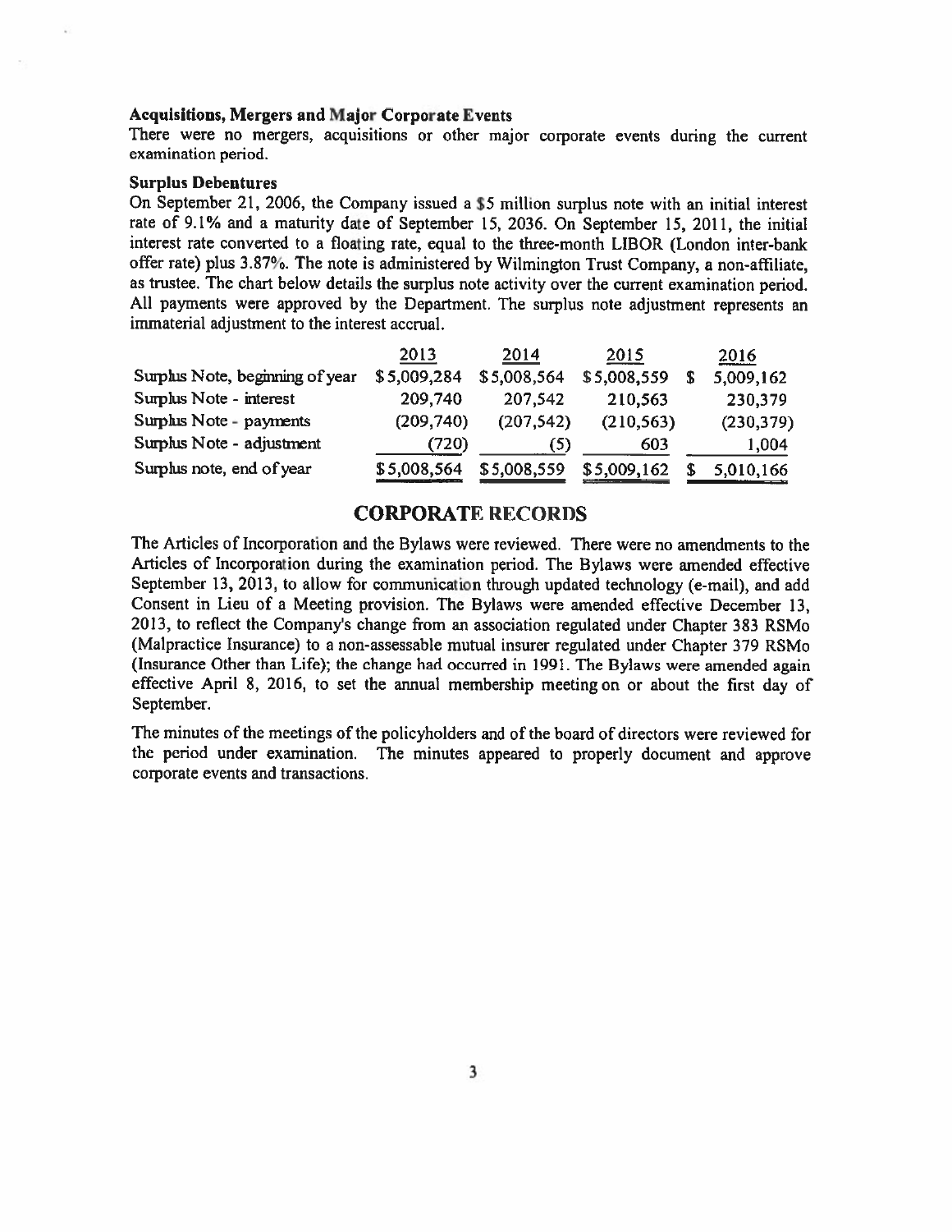### Acquisitions, Mergers and Major Corporate Events

There were no mergers, acquisitions or other major corporate events during the current examination period.

### Surplus Debentures

On September 21, 2006, the Company issued a $5 million surplus note with an initial interest rate of 9.1% and a maturity date of September 15, 2036. On September 15, 2011, the initial interest rate converted to a floating rate, equal to the three-month LIBOR (London inter-bank offer rate) plus 3.87%. The note is administered by Wilmington Trust Company, a non-affiliate, as trustee. The chart below details the surplus note activity over the current examination period. All payments were approved by the Department. The surplus note adjustment represents an immaterial adjustment to the interest accrual.

| | 2013 | 2014 | 2015 | 2016 |
|---|---|---|---|---|
| Surplus Note, beginning of year | $5,009,284 | $5,008,564 | $5,008,559 | $ 5,009,162 |
| Surplus Note - interest | 209,740 | 207,542 | 210,563 | 230,379 |
| Surplus Note - payments | (209,740) | (207,542) | (210,563) | (230,379) |
| Surplus Note - adjustment | (720) | (5) | 603 | 1,004 |
| Surplus note, end of year | $5,008,564 | $5,008,559 | $5,009,162 | $ 5,010,166 |

## CORPORATE RECORDS

The Articles of Incorporation and the Bylaws were reviewed. There were no amendments to the Articles of Incorporation during the examination period. The Bylaws were amended effective September 13, 2013, to allow for communication through updated technology (e-mail), and add Consent in Lieu of a Meeting provision. The Bylaws were amended effective December 13, 2013, to reflect the Company's change from an association regulated under Chapter 383 RSMo (Malpractice Insurance) to a non-assessable mutual insurer regulated under Chapter 379 RSMo (Insurance Other than Life); the change had occurred in 1991. The Bylaws were amended again effective April 8, 2016, to set the annual membership meeting on or about the first day of September.

The minutes of the meetings of the policyholders and of the board of directors were reviewed for the period under examination. The minutes appeared to properly document and approve corporate events and transactions.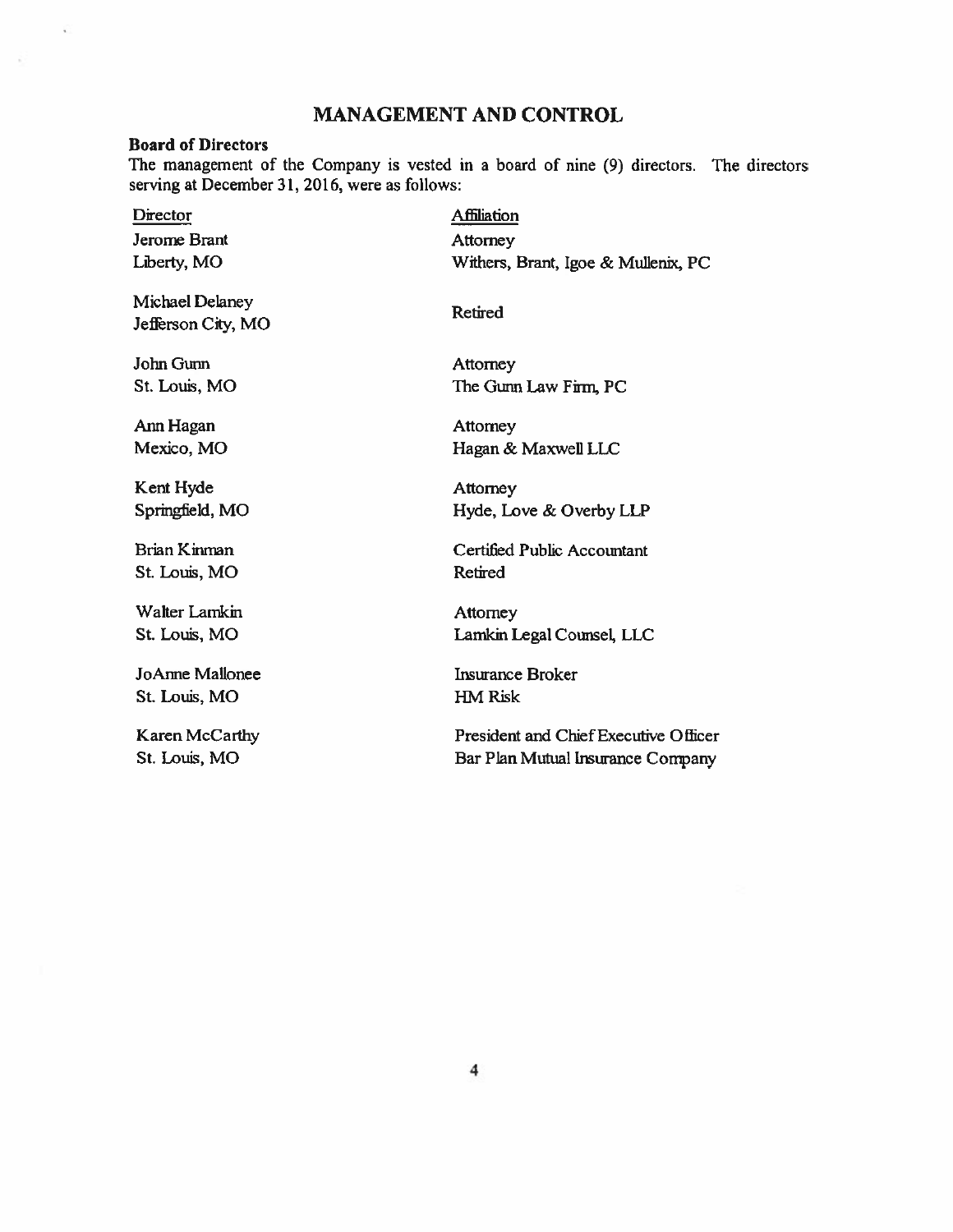## MANAGEMENT AND CONTROL

**Board of Directors**

The management of the Company is vested in a board of nine (9) directors. The directors serving at December 31, 2016, were as follows:

| Director | Affiliation |
|---|---|
| Jerome Brant<br>Liberty, MO | Attorney<br>Withers, Brant, Igoe & Mullenix, PC |
| Michael Delaney<br>Jefferson City, MO | Retired |
| John Gunn<br>St. Louis, MO | Attorney<br>The Gunn Law Firm, PC |
| Ann Hagan<br>Mexico, MO | Attorney<br>Hagan & Maxwell LLC |
| Kent Hyde<br>Springfield, MO | Attorney<br>Hyde, Love & Overby LLP |
| Brian Kinman<br>St. Louis, MO | Certified Public Accountant<br>Retired |
| Walter Lamkin<br>St. Louis, MO | Attorney<br>Lamkin Legal Counsel, LLC |
| JoAnne Mallonee<br>St. Louis, MO | Insurance Broker<br>HM Risk |
| Karen McCarthy<br>St. Louis, MO | President and Chief Executive Officer<br>Bar Plan Mutual Insurance Company |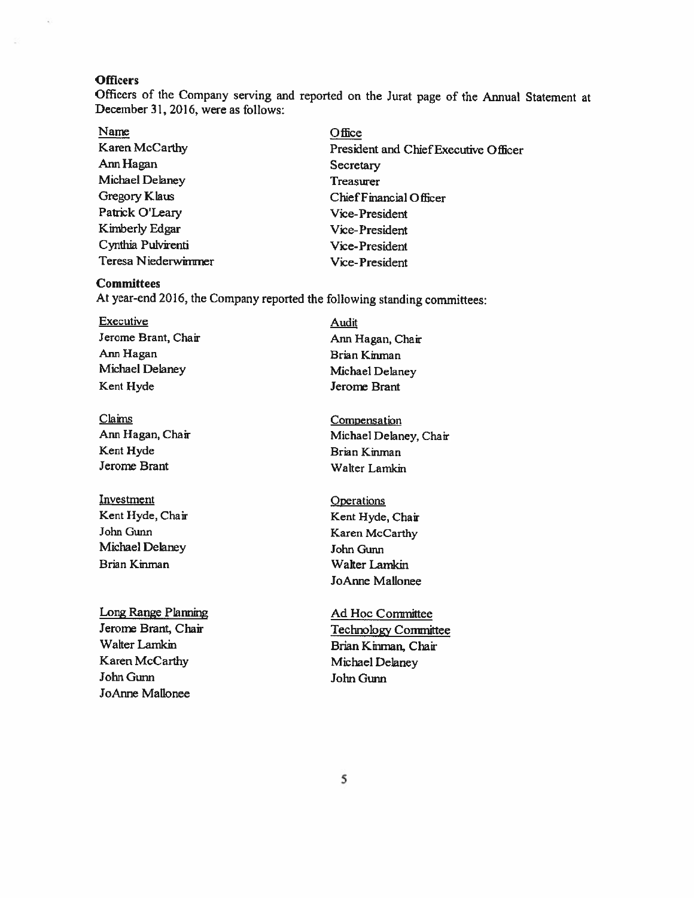**Officers**

Officers of the Company serving and reported on the Jurat page of the Annual Statement at December 31, 2016, were as follows:

| Name | Office |
|---|---|
| Karen McCarthy | President and Chief Executive Officer |
| Ann Hagan | Secretary |
| Michael Delaney | Treasurer |
| Gregory Klaus | Chief Financial Officer |
| Patrick O'Leary | Vice-President |
| Kimberly Edgar | Vice-President |
| Cynthia Pulvirenti | Vice-President |
| Teresa Niederwimmer | Vice-President |

**Committees**

At year-end 2016, the Company reported the following standing committees:

Executive
- Jerome Brant, Chair
- Ann Hagan
- Michael Delaney
- Kent Hyde

Audit
- Ann Hagan, Chair
- Brian Kinman
- Michael Delaney
- Jerome Brant

Claims
- Ann Hagan, Chair
- Kent Hyde
- Jerome Brant

Compensation
- Michael Delaney, Chair
- Brian Kinman
- Walter Lamkin

Investment
- Kent Hyde, Chair
- John Gunn
- Michael Delaney
- Brian Kinman

Operations
- Kent Hyde, Chair
- Karen McCarthy
- John Gunn
- Walter Lamkin
- JoAnne Mallonee

Long Range Planning
- Jerome Brant, Chair
- Walter Lamkin
- Karen McCarthy
- John Gunn
- JoAnne Mallonee

Ad Hoc Committee

Technology Committee
- Brian Kinman, Chair
- Michael Delaney
- John Gunn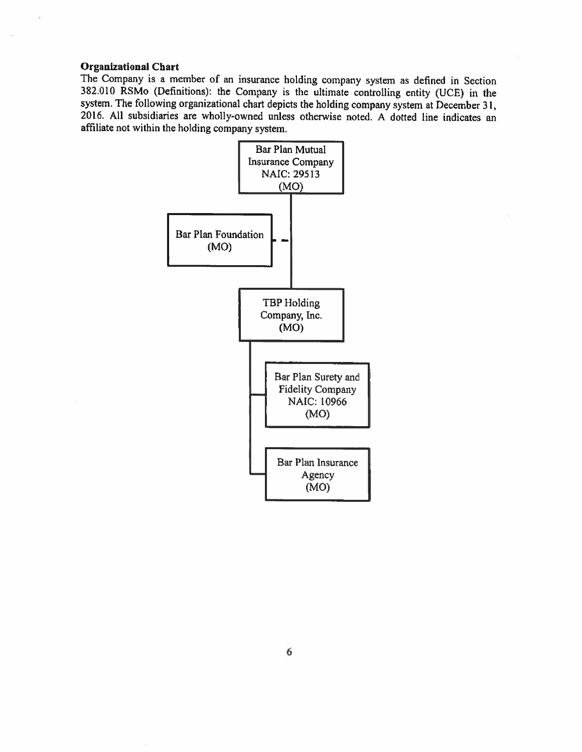**Organizational Chart**

The Company is a member of an insurance holding company system as defined in Section 382.010 RSMo (Definitions): the Company is the ultimate controlling entity (UCE) in the system. The following organizational chart depicts the holding company system at December 31, 2016. All subsidiaries are wholly-owned unless otherwise noted. A dotted line indicates an affiliate not within the holding company system.

- Bar Plan Mutual Insurance Company NAIC: 29513 (MO)
  - - - Bar Plan Foundation (MO) (dotted line – affiliate not within the holding company system)
  - TBP Holding Company, Inc. (MO)
    - Bar Plan Surety and Fidelity Company NAIC: 10966 (MO)
    - Bar Plan Insurance Agency (MO)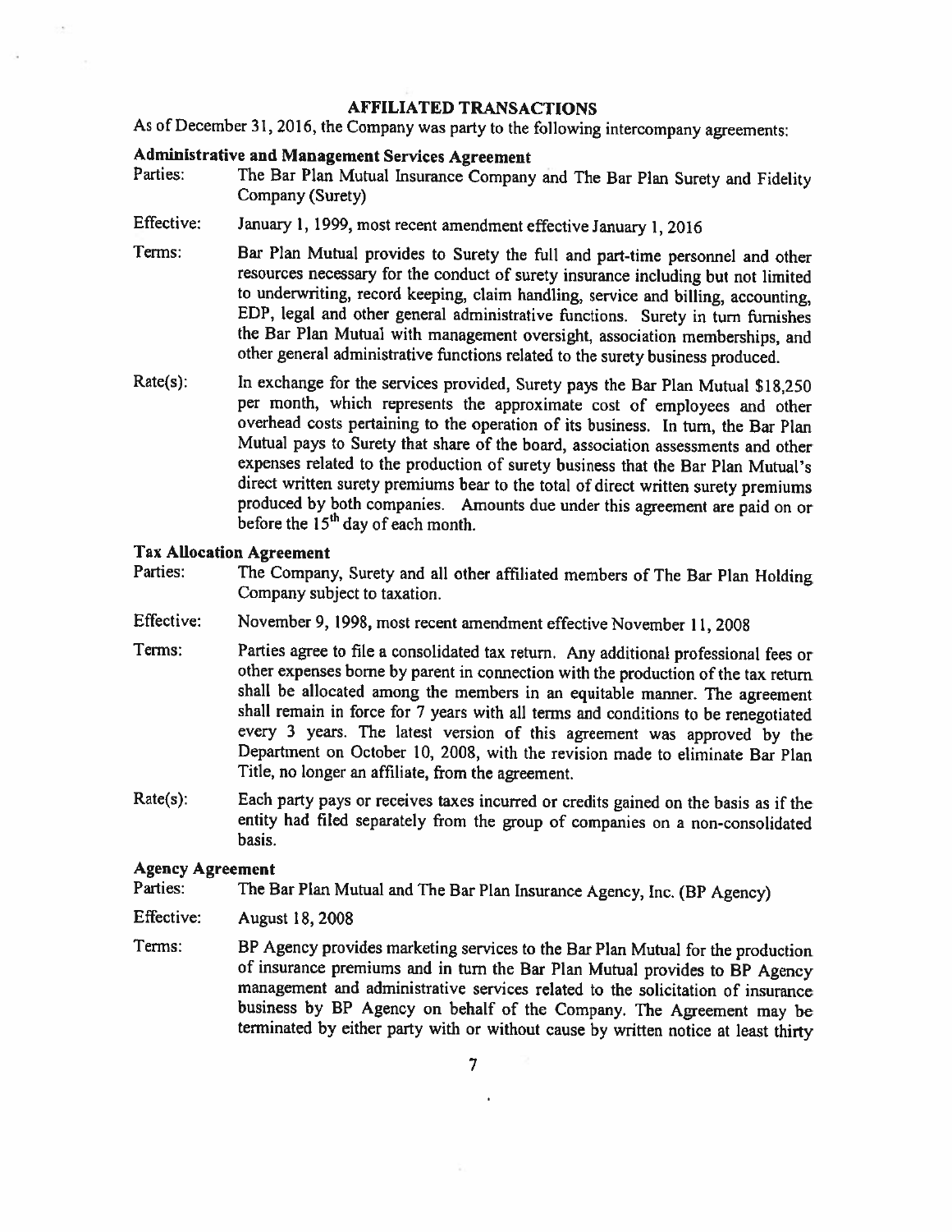## AFFILIATED TRANSACTIONS

As of December 31, 2016, the Company was party to the following intercompany agreements:

### Administrative and Management Services Agreement

Parties: The Bar Plan Mutual Insurance Company and The Bar Plan Surety and Fidelity Company (Surety)

Effective: January 1, 1999, most recent amendment effective January 1, 2016

Terms: Bar Plan Mutual provides to Surety the full and part-time personnel and other resources necessary for the conduct of surety insurance including but not limited to underwriting, record keeping, claim handling, service and billing, accounting, EDP, legal and other general administrative functions. Surety in turn furnishes the Bar Plan Mutual with management oversight, association memberships, and other general administrative functions related to the surety business produced.

Rate(s): In exchange for the services provided, Surety pays the Bar Plan Mutual $18,250 per month, which represents the approximate cost of employees and other overhead costs pertaining to the operation of its business. In turn, the Bar Plan Mutual pays to Surety that share of the board, association assessments and other expenses related to the production of surety business that the Bar Plan Mutual's direct written surety premiums bear to the total of direct written surety premiums produced by both companies. Amounts due under this agreement are paid on or before the 15th day of each month.

### Tax Allocation Agreement

Parties: The Company, Surety and all other affiliated members of The Bar Plan Holding Company subject to taxation.

Effective: November 9, 1998, most recent amendment effective November 11, 2008

Terms: Parties agree to file a consolidated tax return. Any additional professional fees or other expenses borne by parent in connection with the production of the tax return shall be allocated among the members in an equitable manner. The agreement shall remain in force for 7 years with all terms and conditions to be renegotiated every 3 years. The latest version of this agreement was approved by the Department on October 10, 2008, with the revision made to eliminate Bar Plan Title, no longer an affiliate, from the agreement.

Rate(s): Each party pays or receives taxes incurred or credits gained on the basis as if the entity had filed separately from the group of companies on a non-consolidated basis.

### Agency Agreement

Parties: The Bar Plan Mutual and The Bar Plan Insurance Agency, Inc. (BP Agency)

Effective: August 18, 2008

Terms: BP Agency provides marketing services to the Bar Plan Mutual for the production of insurance premiums and in turn the Bar Plan Mutual provides to BP Agency management and administrative services related to the solicitation of insurance business by BP Agency on behalf of the Company. The Agreement may be terminated by either party with or without cause by written notice at least thirty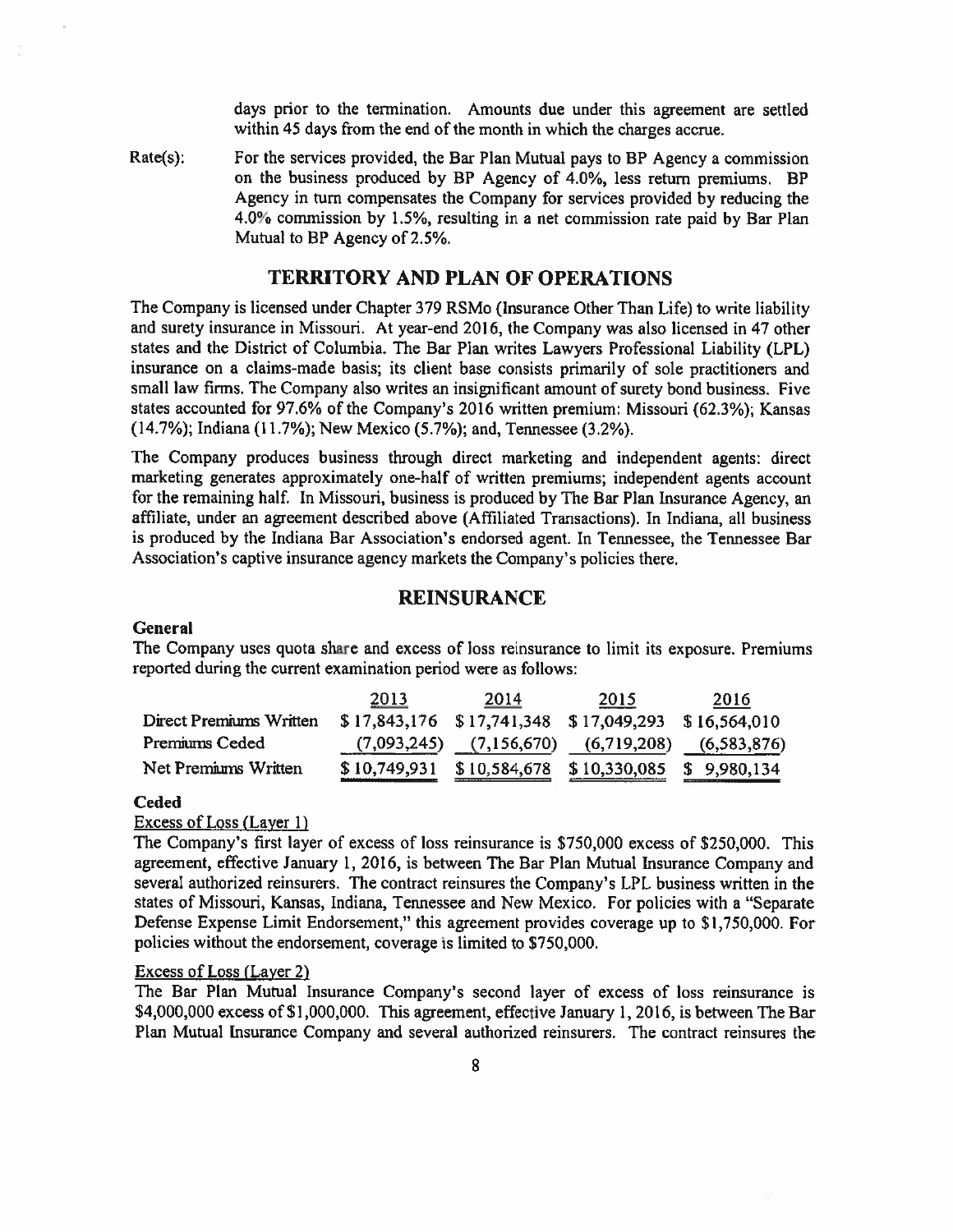days prior to the termination. Amounts due under this agreement are settled within 45 days from the end of the month in which the charges accrue.

Rate(s): For the services provided, the Bar Plan Mutual pays to BP Agency a commission on the business produced by BP Agency of 4.0%, less return premiums. BP Agency in turn compensates the Company for services provided by reducing the 4.0% commission by 1.5%, resulting in a net commission rate paid by Bar Plan Mutual to BP Agency of 2.5%.

## TERRITORY AND PLAN OF OPERATIONS

The Company is licensed under Chapter 379 RSMo (Insurance Other Than Life) to write liability and surety insurance in Missouri. At year-end 2016, the Company was also licensed in 47 other states and the District of Columbia. The Bar Plan writes Lawyers Professional Liability (LPL) insurance on a claims-made basis; its client base consists primarily of sole practitioners and small law firms. The Company also writes an insignificant amount of surety bond business. Five states accounted for 97.6% of the Company's 2016 written premium: Missouri (62.3%); Kansas (14.7%); Indiana (11.7%); New Mexico (5.7%); and, Tennessee (3.2%).

The Company produces business through direct marketing and independent agents: direct marketing generates approximately one-half of written premiums; independent agents account for the remaining half. In Missouri, business is produced by The Bar Plan Insurance Agency, an affiliate, under an agreement described above (Affiliated Transactions). In Indiana, all business is produced by the Indiana Bar Association's endorsed agent. In Tennessee, the Tennessee Bar Association's captive insurance agency markets the Company's policies there.

## REINSURANCE

### General

The Company uses quota share and excess of loss reinsurance to limit its exposure. Premiums reported during the current examination period were as follows:

| | 2013 | 2014 | 2015 | 2016 |
|---|---|---|---|---|
| Direct Premiums Written | $17,843,176 | $17,741,348 | $17,049,293 | $16,564,010 |
| Premiums Ceded | (7,093,245) | (7,156,670) | (6,719,208) | (6,583,876) |
| Net Premiums Written | $10,749,931 | $10,584,678 | $10,330,085 | $ 9,980,134 |

### Ceded

Excess of Loss (Layer 1)

The Company's first layer of excess of loss reinsurance is $750,000 excess of $250,000. This agreement, effective January 1, 2016, is between The Bar Plan Mutual Insurance Company and several authorized reinsurers. The contract reinsures the Company's LPL business written in the states of Missouri, Kansas, Indiana, Tennessee and New Mexico. For policies with a "Separate Defense Expense Limit Endorsement," this agreement provides coverage up to $1,750,000. For policies without the endorsement, coverage is limited to $750,000.

Excess of Loss (Layer 2)

The Bar Plan Mutual Insurance Company's second layer of excess of loss reinsurance is $4,000,000 excess of $1,000,000. This agreement, effective January 1, 2016, is between The Bar Plan Mutual Insurance Company and several authorized reinsurers. The contract reinsures the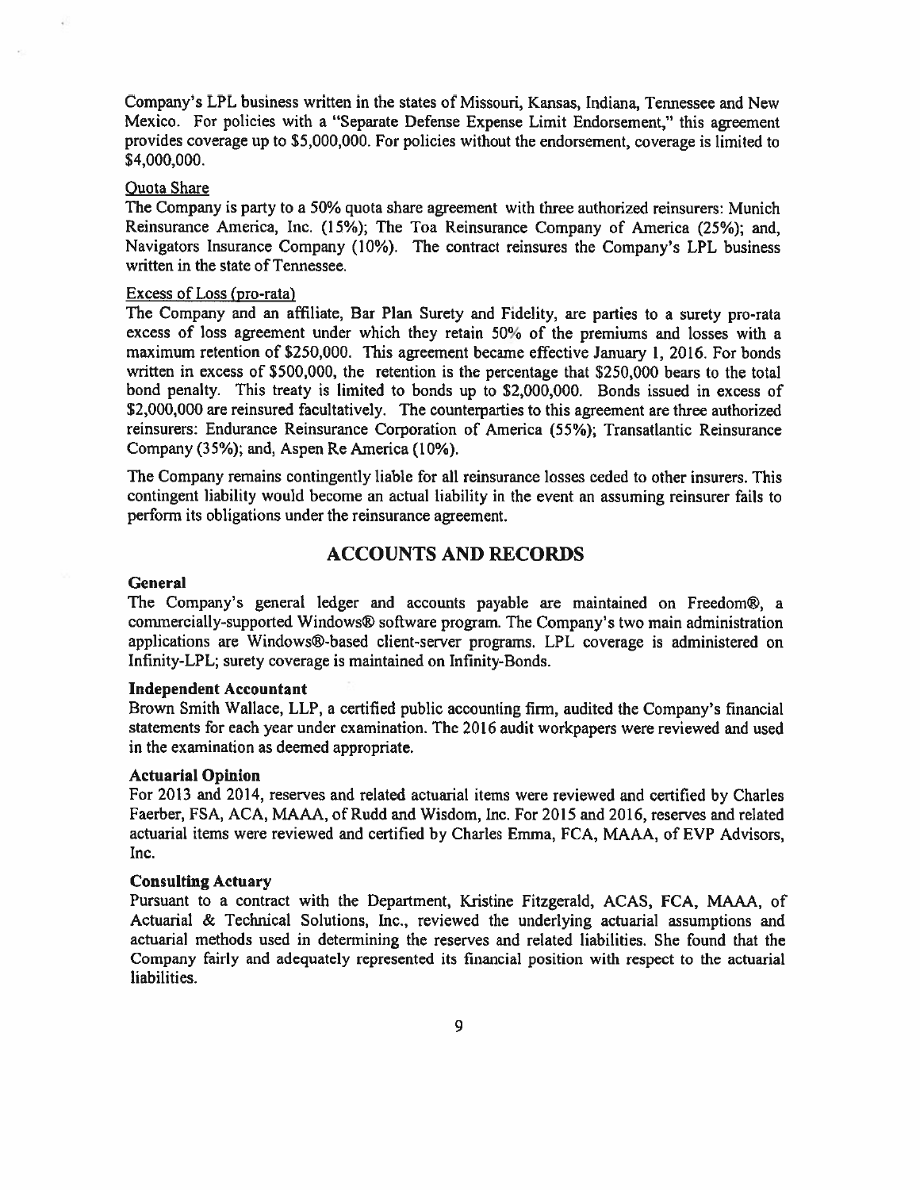Company's LPL business written in the states of Missouri, Kansas, Indiana, Tennessee and New Mexico. For policies with a "Separate Defense Expense Limit Endorsement," this agreement provides coverage up to $5,000,000. For policies without the endorsement, coverage is limited to $4,000,000.

Quota Share

The Company is party to a 50% quota share agreement with three authorized reinsurers: Munich Reinsurance America, Inc. (15%); The Toa Reinsurance Company of America (25%); and, Navigators Insurance Company (10%). The contract reinsures the Company's LPL business written in the state of Tennessee.

Excess of Loss (pro-rata)

The Company and an affiliate, Bar Plan Surety and Fidelity, are parties to a surety pro-rata excess of loss agreement under which they retain 50% of the premiums and losses with a maximum retention of $250,000. This agreement became effective January 1, 2016. For bonds written in excess of $500,000, the retention is the percentage that $250,000 bears to the total bond penalty. This treaty is limited to bonds up to $2,000,000. Bonds issued in excess of $2,000,000 are reinsured facultatively. The counterparties to this agreement are three authorized reinsurers: Endurance Reinsurance Corporation of America (55%); Transatlantic Reinsurance Company (35%); and, Aspen Re America (10%).

The Company remains contingently liable for all reinsurance losses ceded to other insurers. This contingent liability would become an actual liability in the event an assuming reinsurer fails to perform its obligations under the reinsurance agreement.

## ACCOUNTS AND RECORDS

### General

The Company's general ledger and accounts payable are maintained on Freedom®, a commercially-supported Windows® software program. The Company's two main administration applications are Windows®-based client-server programs. LPL coverage is administered on Infinity-LPL; surety coverage is maintained on Infinity-Bonds.

### Independent Accountant

Brown Smith Wallace, LLP, a certified public accounting firm, audited the Company's financial statements for each year under examination. The 2016 audit workpapers were reviewed and used in the examination as deemed appropriate.

### Actuarial Opinion

For 2013 and 2014, reserves and related actuarial items were reviewed and certified by Charles Faerber, FSA, ACA, MAAA, of Rudd and Wisdom, Inc. For 2015 and 2016, reserves and related actuarial items were reviewed and certified by Charles Emma, FCA, MAAA, of EVP Advisors, Inc.

### Consulting Actuary

Pursuant to a contract with the Department, Kristine Fitzgerald, ACAS, FCA, MAAA, of Actuarial & Technical Solutions, Inc., reviewed the underlying actuarial assumptions and actuarial methods used in determining the reserves and related liabilities. She found that the Company fairly and adequately represented its financial position with respect to the actuarial liabilities.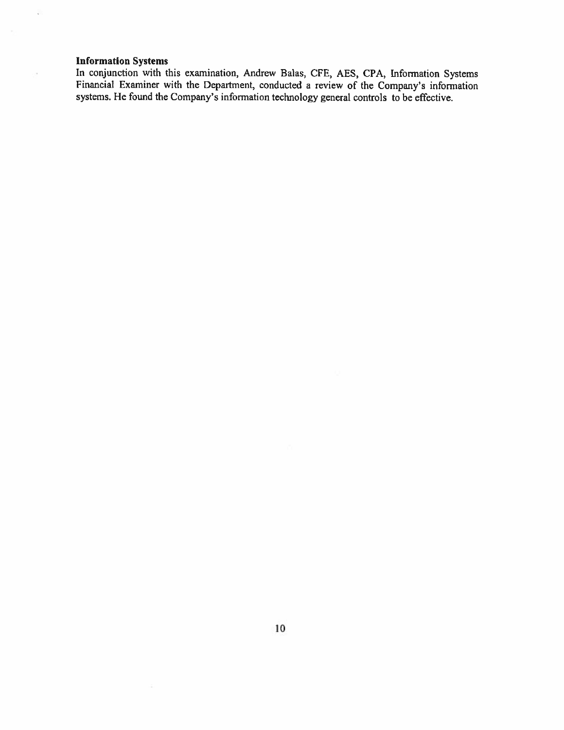**Information Systems**

In conjunction with this examination, Andrew Balas, CFE, AES, CPA, Information Systems Financial Examiner with the Department, conducted a review of the Company's information systems. He found the Company's information technology general controls to be effective.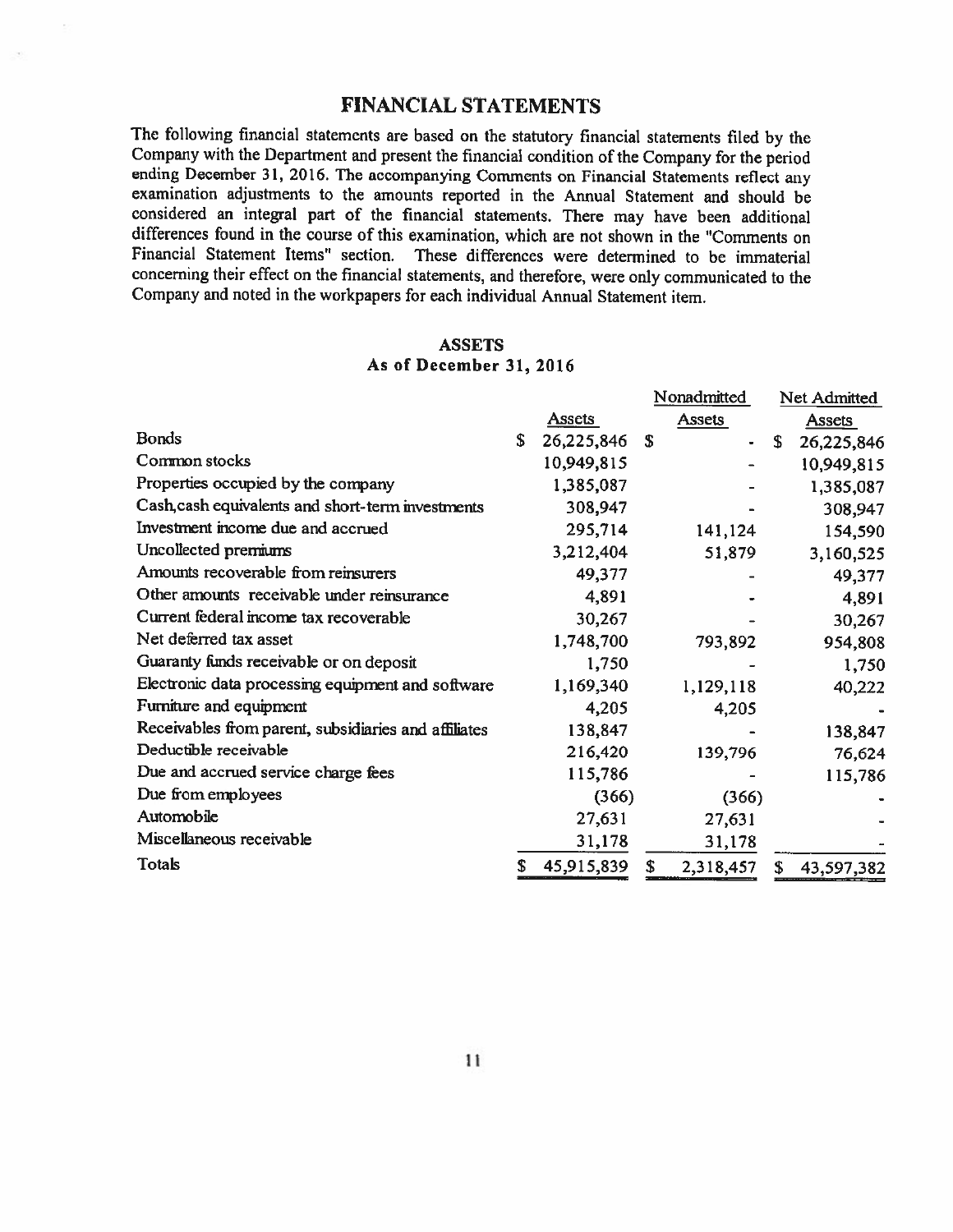# FINANCIAL STATEMENTS

The following financial statements are based on the statutory financial statements filed by the Company with the Department and present the financial condition of the Company for the period ending December 31, 2016. The accompanying Comments on Financial Statements reflect any examination adjustments to the amounts reported in the Annual Statement and should be considered an integral part of the financial statements. There may have been additional differences found in the course of this examination, which are not shown in the "Comments on Financial Statement Items" section. These differences were determined to be immaterial concerning their effect on the financial statements, and therefore, were only communicated to the Company and noted in the workpapers for each individual Annual Statement item.

## ASSETS
### As of December 31, 2016

| | Assets | Nonadmitted Assets | Net Admitted Assets |
|---|---|---|---|
| Bonds | $ 26,225,846 | $ - | $ 26,225,846 |
| Common stocks | 10,949,815 | - | 10,949,815 |
| Properties occupied by the company | 1,385,087 | - | 1,385,087 |
| Cash,cash equivalents and short-term investments | 308,947 | - | 308,947 |
| Investment income due and accrued | 295,714 | 141,124 | 154,590 |
| Uncollected premiums | 3,212,404 | 51,879 | 3,160,525 |
| Amounts recoverable from reinsurers | 49,377 | - | 49,377 |
| Other amounts receivable under reinsurance | 4,891 | - | 4,891 |
| Current federal income tax recoverable | 30,267 | - | 30,267 |
| Net deferred tax asset | 1,748,700 | 793,892 | 954,808 |
| Guaranty funds receivable or on deposit | 1,750 | - | 1,750 |
| Electronic data processing equipment and software | 1,169,340 | 1,129,118 | 40,222 |
| Furniture and equipment | 4,205 | 4,205 | - |
| Receivables from parent, subsidiaries and affiliates | 138,847 | - | 138,847 |
| Deductible receivable | 216,420 | 139,796 | 76,624 |
| Due and accrued service charge fees | 115,786 | - | 115,786 |
| Due from employees | (366) | (366) | - |
| Automobile | 27,631 | 27,631 | - |
| Miscellaneous receivable | 31,178 | 31,178 | - |
| Totals | $ 45,915,839 | $ 2,318,457 | $ 43,597,382 |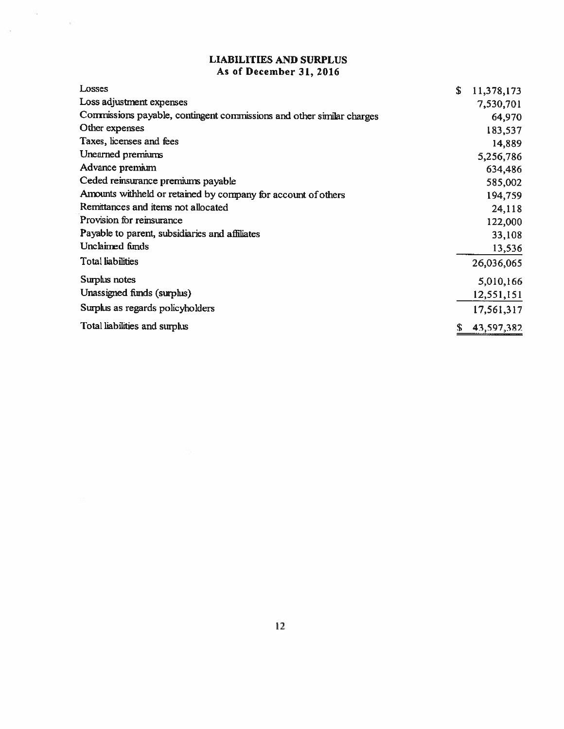## LIABILITIES AND SURPLUS
### As of December 31, 2016

| | |
|---|---|
| Losses | $ 11,378,173 |
| Loss adjustment expenses | 7,530,701 |
| Commissions payable, contingent commissions and other similar charges | 64,970 |
| Other expenses | 183,537 |
| Taxes, licenses and fees | 14,889 |
| Unearned premiums | 5,256,786 |
| Advance premium | 634,486 |
| Ceded reinsurance premiums payable | 585,002 |
| Amounts withheld or retained by company for account of others | 194,759 |
| Remittances and items not allocated | 24,118 |
| Provision for reinsurance | 122,000 |
| Payable to parent, subsidiaries and affiliates | 33,108 |
| Unclaimed funds | 13,536 |
| Total liabilities | 26,036,065 |
| Surplus notes | 5,010,166 |
| Unassigned funds (surplus) | 12,551,151 |
| Surplus as regards policyholders | 17,561,317 |
| Total liabilities and surplus | $ 43,597,382 |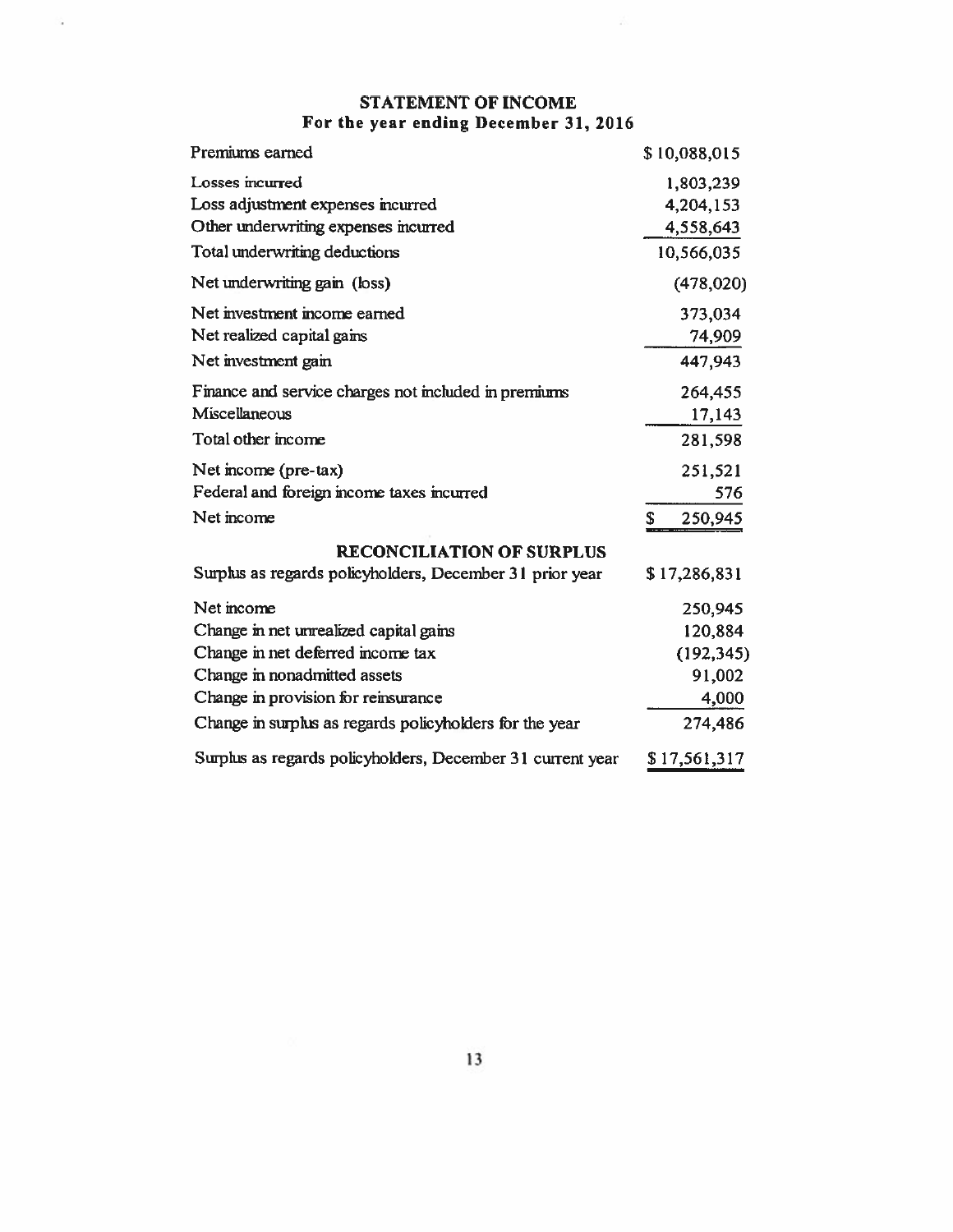## STATEMENT OF INCOME
### For the year ending December 31, 2016

| | |
|---|---|
| Premiums earned | $10,088,015 |
| Losses incurred | 1,803,239 |
| Loss adjustment expenses incurred | 4,204,153 |
| Other underwriting expenses incurred | 4,558,643 |
| Total underwriting deductions | 10,566,035 |
| Net underwriting gain (loss) | (478,020) |
| Net investment income earned | 373,034 |
| Net realized capital gains | 74,909 |
| Net investment gain | 447,943 |
| Finance and service charges not included in premiums | 264,455 |
| Miscellaneous | 17,143 |
| Total other income | 281,598 |
| Net income (pre-tax) | 251,521 |
| Federal and foreign income taxes incurred | 576 |
| Net income | $ 250,945 |

## RECONCILIATION OF SURPLUS

| | |
|---|---|
| Surplus as regards policyholders, December 31 prior year | $17,286,831 |
| Net income | 250,945 |
| Change in net unrealized capital gains | 120,884 |
| Change in net deferred income tax | (192,345) |
| Change in nonadmitted assets | 91,002 |
| Change in provision for reinsurance | 4,000 |
| Change in surplus as regards policyholders for the year | 274,486 |
| Surplus as regards policyholders, December 31 current year | $17,561,317 |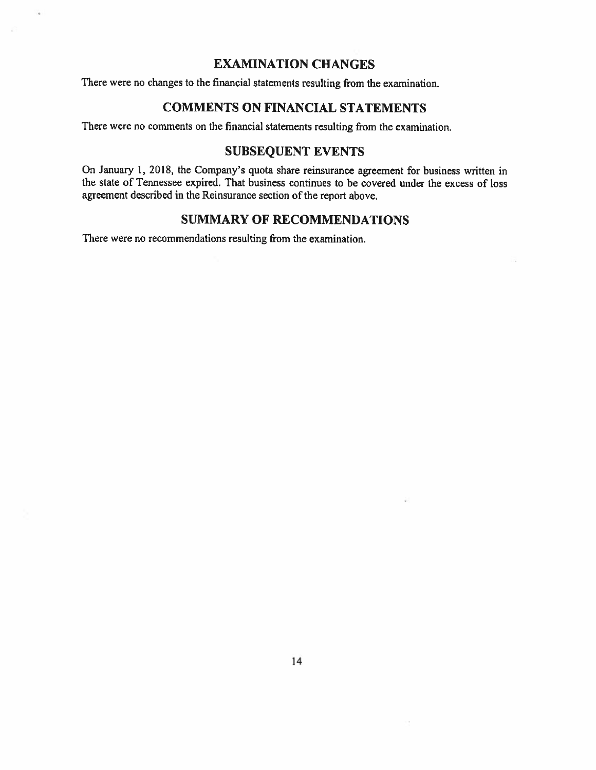## EXAMINATION CHANGES

There were no changes to the financial statements resulting from the examination.

## COMMENTS ON FINANCIAL STATEMENTS

There were no comments on the financial statements resulting from the examination.

## SUBSEQUENT EVENTS

On January 1, 2018, the Company's quota share reinsurance agreement for business written in the state of Tennessee expired. That business continues to be covered under the excess of loss agreement described in the Reinsurance section of the report above.

## SUMMARY OF RECOMMENDATIONS

There were no recommendations resulting from the examination.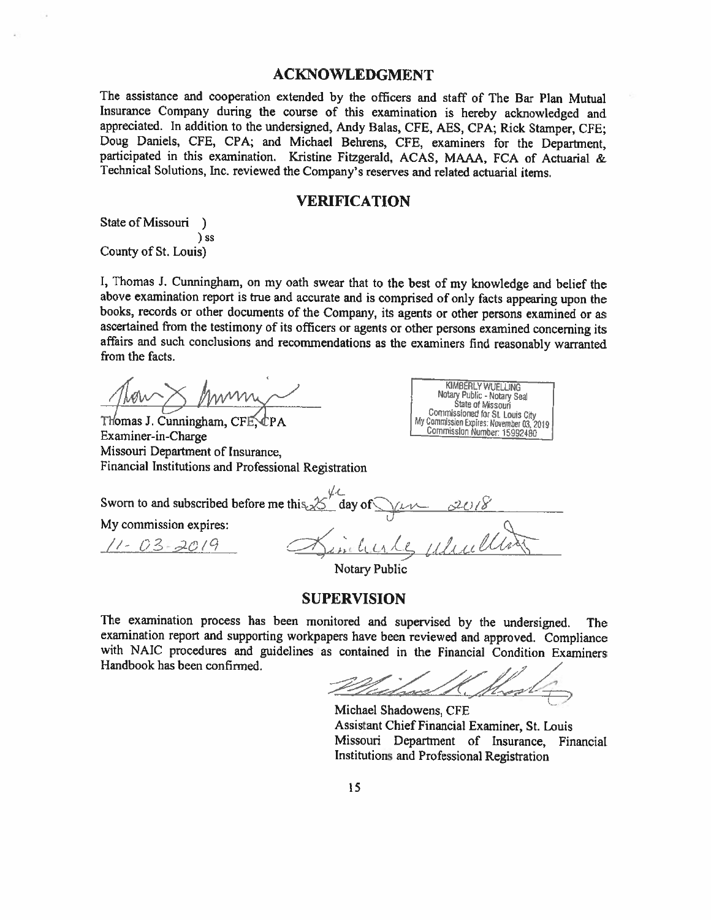## ACKNOWLEDGMENT

The assistance and cooperation extended by the officers and staff of The Bar Plan Mutual Insurance Company during the course of this examination is hereby acknowledged and appreciated. In addition to the undersigned, Andy Balas, CFE, AES, CPA; Rick Stamper, CFE; Doug Daniels, CFE, CPA; and Michael Behrens, CFE, examiners for the Department, participated in this examination. Kristine Fitzgerald, ACAS, MAAA, FCA of Actuarial & Technical Solutions, Inc. reviewed the Company's reserves and related actuarial items.

## VERIFICATION

State of Missouri )
) ss
County of St. Louis)

I, Thomas J. Cunningham, on my oath swear that to the best of my knowledge and belief the above examination report is true and accurate and is comprised of only facts appearing upon the books, records or other documents of the Company, its agents or other persons examined or as ascertained from the testimony of its officers or agents or other persons examined concerning its affairs and such conclusions and recommendations as the examiners find reasonably warranted from the facts.

Thomas J. Cunningham, CFE, CPA
Examiner-in-Charge
Missouri Department of Insurance,
Financial Institutions and Professional Registration

KIMBERLY WUELLING
Notary Public - Notary Seal
State of Missouri
Commissioned for St. Louis City
My Commission Expires: November 03, 2019
Commission Number: 15992480

Sworn to and subscribed before me this 25th day of Jan 2018

My commission expires:

11-03-2019

Notary Public

## SUPERVISION

The examination process has been monitored and supervised by the undersigned. The examination report and supporting workpapers have been reviewed and approved. Compliance with NAIC procedures and guidelines as contained in the Financial Condition Examiners Handbook has been confirmed.

Michael Shadowens, CFE
Assistant Chief Financial Examiner, St. Louis
Missouri Department of Insurance, Financial Institutions and Professional Registration